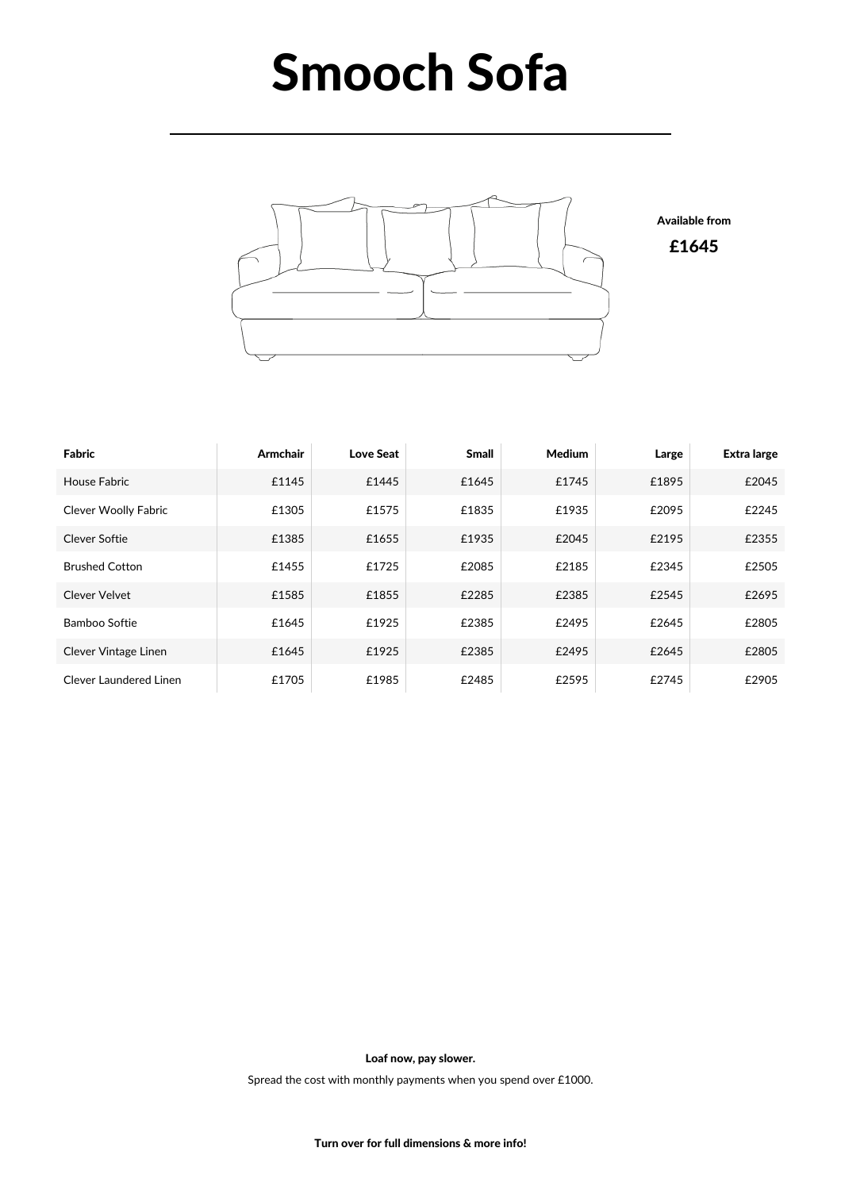# Smooch Sofa

**Available from**

**£1645**

| Fabric | Armchair | Love Seat | Small | Medium | Large | Extra large |
|---|---|---|---|---|---|---|
| House Fabric | £1145 | £1445 | £1645 | £1745 | £1895 | £2045 |
| Clever Woolly Fabric | £1305 | £1575 | £1835 | £1935 | £2095 | £2245 |
| Clever Softie | £1385 | £1655 | £1935 | £2045 | £2195 | £2355 |
| Brushed Cotton | £1455 | £1725 | £2085 | £2185 | £2345 | £2505 |
| Clever Velvet | £1585 | £1855 | £2285 | £2385 | £2545 | £2695 |
| Bamboo Softie | £1645 | £1925 | £2385 | £2495 | £2645 | £2805 |
| Clever Vintage Linen | £1645 | £1925 | £2385 | £2495 | £2645 | £2805 |
| Clever Laundered Linen | £1705 | £1985 | £2485 | £2595 | £2745 | £2905 |

**Loaf now, pay slower.**

Spread the cost with monthly payments when you spend over £1000.

**Turn over for full dimensions & more info!**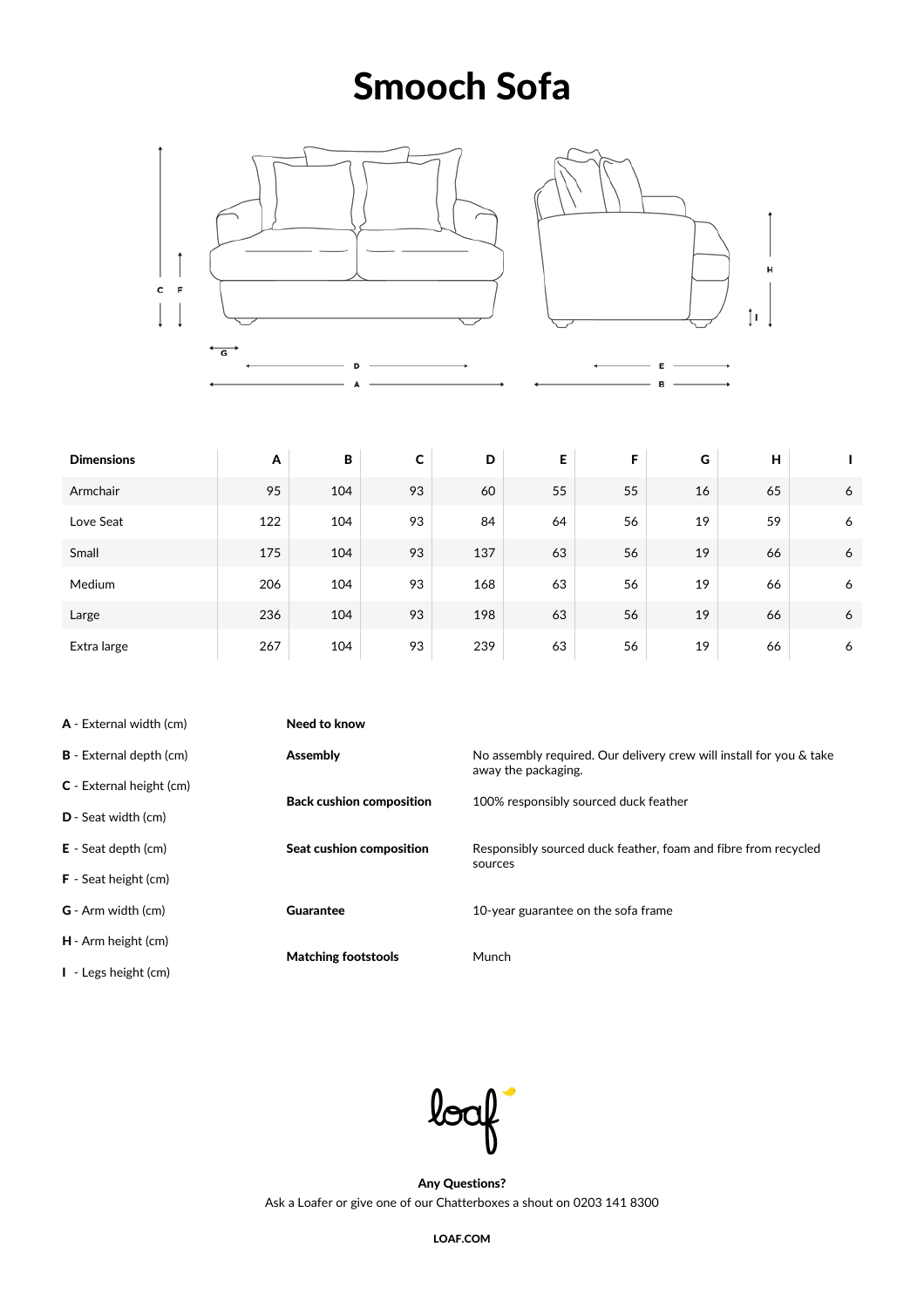# Smooch Sofa

| Dimensions | A | B | C | D | E | F | G | H | I |
|---|---|---|---|---|---|---|---|---|---|
| Armchair | 95 | 104 | 93 | 60 | 55 | 55 | 16 | 65 | 6 |
| Love Seat | 122 | 104 | 93 | 84 | 64 | 56 | 19 | 59 | 6 |
| Small | 175 | 104 | 93 | 137 | 63 | 56 | 19 | 66 | 6 |
| Medium | 206 | 104 | 93 | 168 | 63 | 56 | 19 | 66 | 6 |
| Large | 236 | 104 | 93 | 198 | 63 | 56 | 19 | 66 | 6 |
| Extra large | 267 | 104 | 93 | 239 | 63 | 56 | 19 | 66 | 6 |

**A** - External width (cm)

**B** - External depth (cm)

**C** - External height (cm)

**D** - Seat width (cm)

**E** - Seat depth (cm)

**F** - Seat height (cm)

**G** - Arm width (cm)

**H** - Arm height (cm)

**I** - Legs height (cm)

**Need to know**

| | |
|---|---|
| **Assembly** | No assembly required. Our delivery crew will install for you & take away the packaging. |
| **Back cushion composition** | 100% responsibly sourced duck feather |
| **Seat cushion composition** | Responsibly sourced duck feather, foam and fibre from recycled sources |
| **Guarantee** | 10-year guarantee on the sofa frame |
| **Matching footstools** | Munch |

loaf

**Any Questions?**

Ask a Loafer or give one of our Chatterboxes a shout on 0203 141 8300

**LOAF.COM**